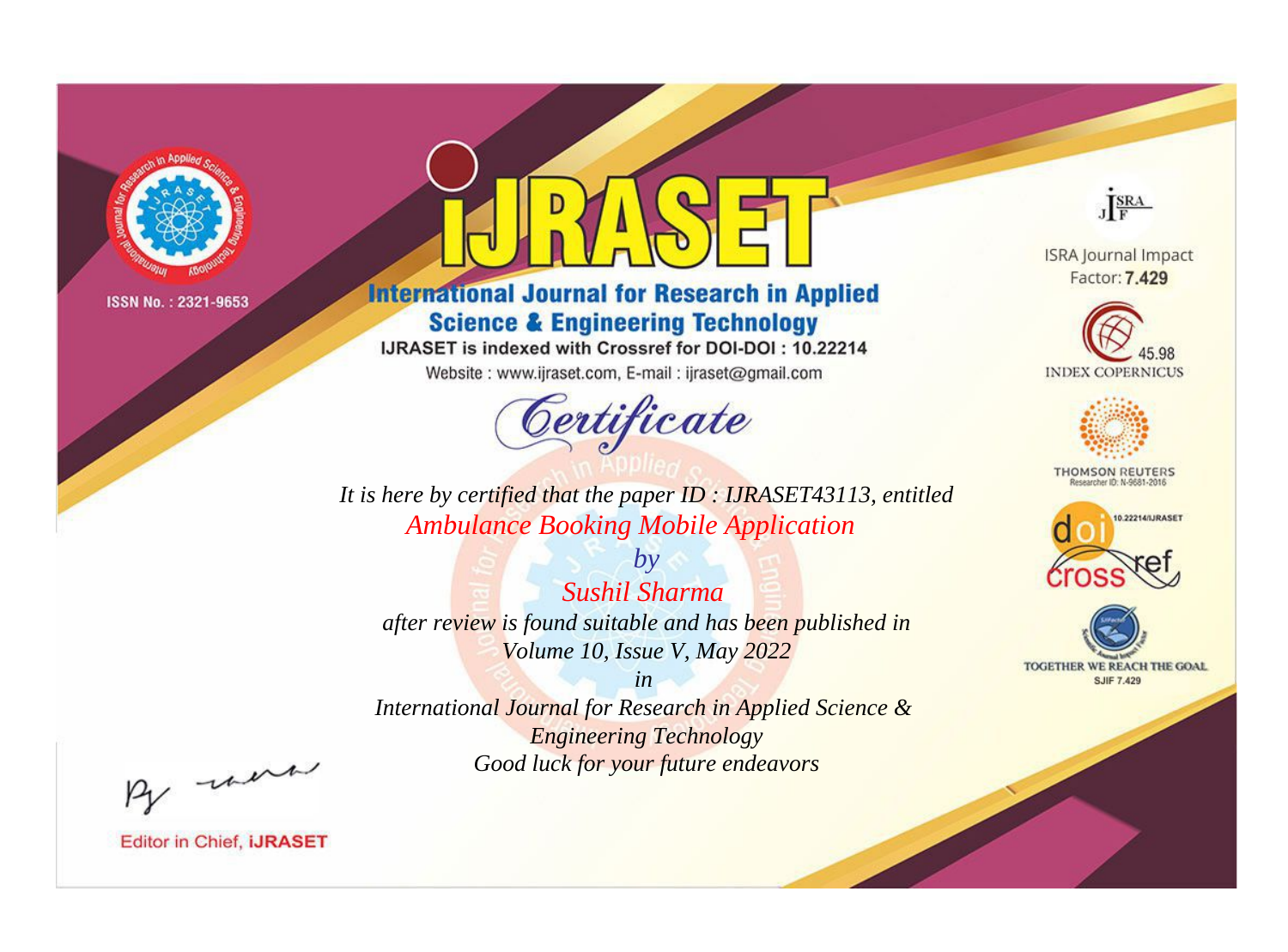ISSN No. : 2321-9653

# iJRASET

## International Journal for Research in Applied Science & Engineering Technology

IJRASET is indexed with Crossref for DOI-DOI : 10.22214

Website : www.ijraset.com, E-mail : ijraset@gmail.com

*Certificate*

*It is here by certified that the paper ID : IJRASET43113, entitled*

*Ambulance Booking Mobile Application*

*by*

*Sushil Sharma*

*after review is found suitable and has been published in*

*Volume 10, Issue V, May 2022*

*in*

*International Journal for Research in Applied Science & Engineering Technology*

*Good luck for your future endeavors*

ISRA Journal Impact Factor: **7.429**

45.98 INDEX COPERNICUS

THOMSON REUTERS Researcher ID: N-9681-2016

10.22214/IJRASET

TOGETHER WE REACH THE GOAL SJIF 7.429

Editor in Chief, **iJRASET**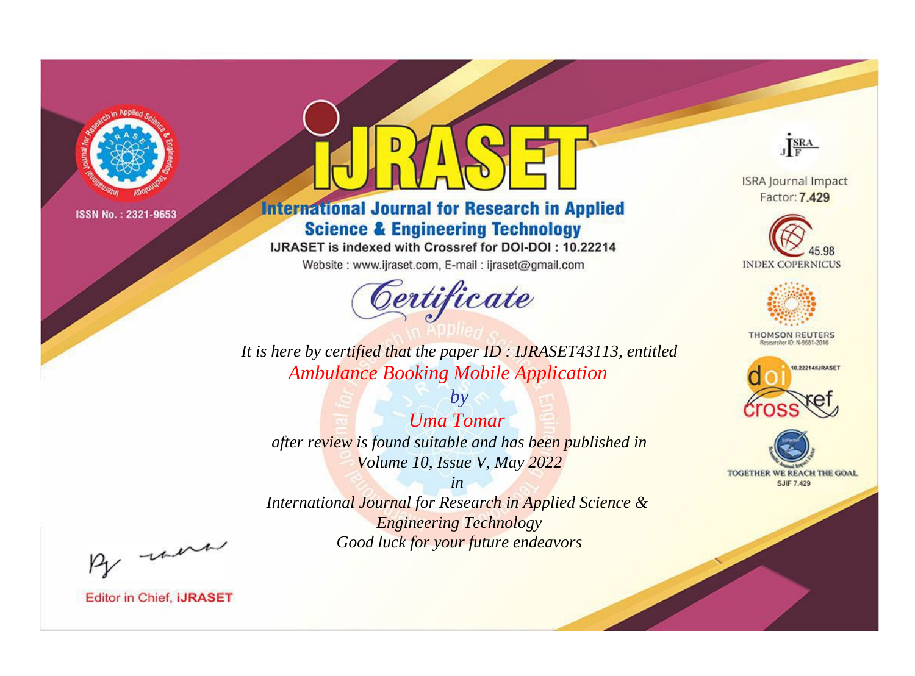ISSN No. : 2321-9653

# IJRASET

## International Journal for Research in Applied Science & Engineering Technology

IJRASET is indexed with Crossref for DOI-DOI : 10.22214

Website : www.ijraset.com, E-mail : ijraset@gmail.com

ISRA Journal Impact Factor: **7.429**

45.98 INDEX COPERNICUS

THOMSON REUTERS Researcher ID: N-9681-2016

10.22214/IJRASET

TOGETHER WE REACH THE GOAL SJIF 7.429

# *Certificate*

*It is here by certified that the paper ID : IJRASET43113, entitled*

*Ambulance Booking Mobile Application*

*by*

*Uma Tomar*

*after review is found suitable and has been published in*

*Volume 10, Issue V, May 2022*

*in*

*International Journal for Research in Applied Science & Engineering Technology*

*Good luck for your future endeavors*

Editor in Chief, **iJRASET**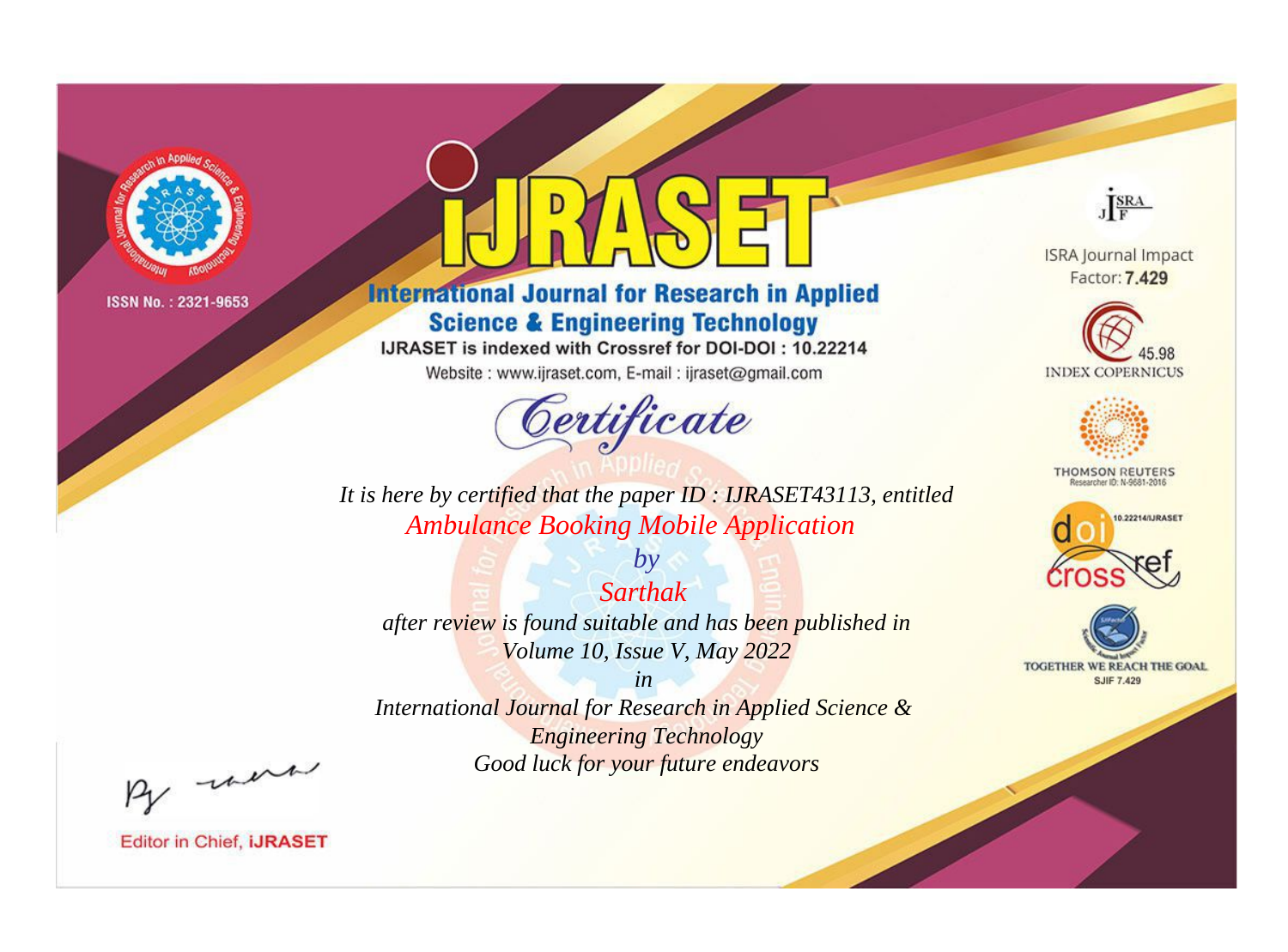ISSN No. : 2321-9653

# iJRASET

## International Journal for Research in Applied Science & Engineering Technology

IJRASET is indexed with Crossref for DOI-DOI : 10.22214

Website : www.ijraset.com, E-mail : ijraset@gmail.com

ISRA Journal Impact Factor: **7.429**

45.98 INDEX COPERNICUS

THOMSON REUTERS Researcher ID: N-9681-2016

10.22214/IJRASET

TOGETHER WE REACH THE GOAL SJIF 7.429

# *Certificate*

*It is here by certified that the paper ID : IJRASET43113, entitled*

*Ambulance Booking Mobile Application*

*by*

*Sarthak*

*after review is found suitable and has been published in*

*Volume 10, Issue V, May 2022*

*in*

*International Journal for Research in Applied Science & Engineering Technology*

*Good luck for your future endeavors*

Editor in Chief, **iJRASET**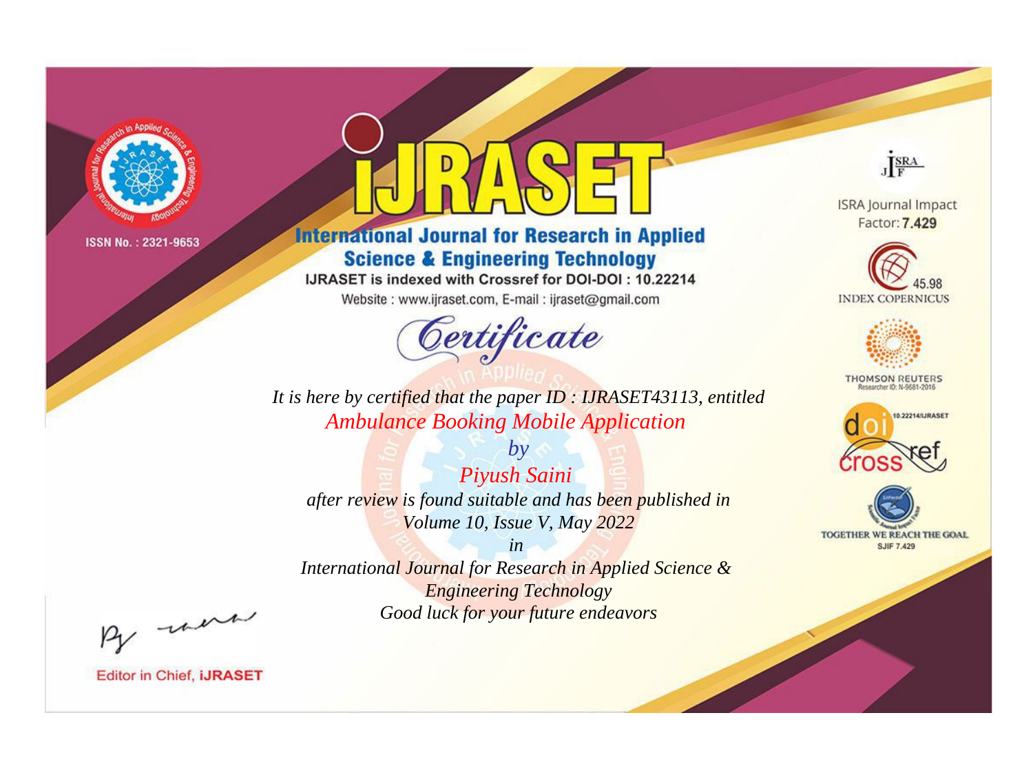ISSN No. : 2321-9653

# iJRASET

## International Journal for Research in Applied Science & Engineering Technology

IJRASET is indexed with Crossref for DOI-DOI : 10.22214

Website : www.ijraset.com, E-mail : ijraset@gmail.com

*Certificate*

*It is here by certified that the paper ID : IJRASET43113, entitled*

*Ambulance Booking Mobile Application*

*by*

*Piyush Saini*

*after review is found suitable and has been published in*

*Volume 10, Issue V, May 2022*

*in*

*International Journal for Research in Applied Science & Engineering Technology*

*Good luck for your future endeavors*

ISRA Journal Impact Factor: **7.429**

45.98 INDEX COPERNICUS

THOMSON REUTERS Researcher ID: N-9681-2016

10.22214/IJRASET

TOGETHER WE REACH THE GOAL SJIF 7.429

Editor in Chief, **iJRASET**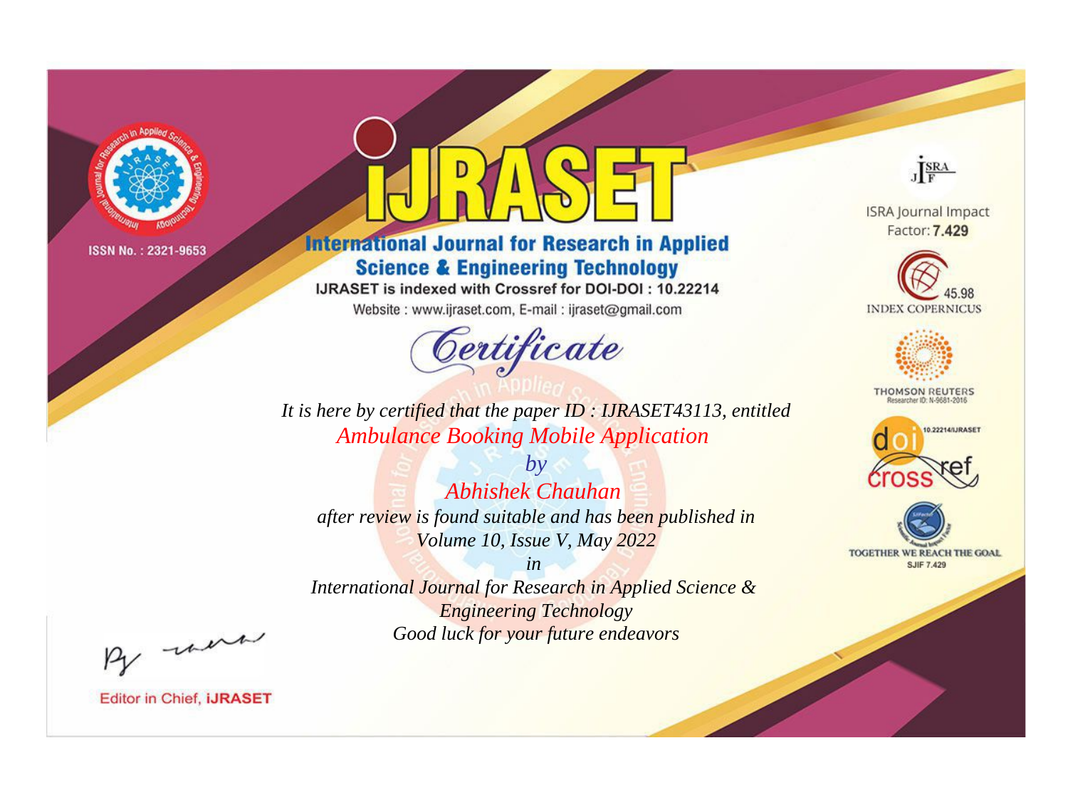ISSN No. : 2321-9653

# IJRASET

## International Journal for Research in Applied Science & Engineering Technology

IJRASET is indexed with Crossref for DOI-DOI : 10.22214

Website : www.ijraset.com, E-mail : ijraset@gmail.com

ISRA Journal Impact Factor: **7.429**

45.98 INDEX COPERNICUS

THOMSON REUTERS Researcher ID: N-9681-2016

10.22214/IJRASET

TOGETHER WE REACH THE GOAL SJIF 7.429

*Certificate*

*It is here by certified that the paper ID : IJRASET43113, entitled*

*Ambulance Booking Mobile Application*

*by*

*Abhishek Chauhan*

*after review is found suitable and has been published in*

*Volume 10, Issue V, May 2022*

*in*

*International Journal for Research in Applied Science & Engineering Technology*

*Good luck for your future endeavors*

Editor in Chief, **iJRASET**